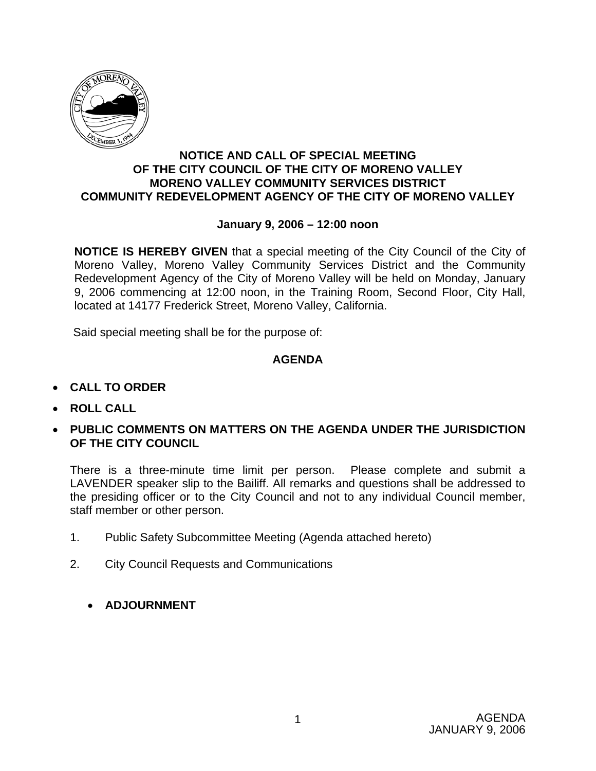# NOTICE AND CALL OF SPECIAL MEETING OF THE CITY COUNCIL OF THE CITY OF MORENO VALLEY MORENO VALLEY COMMUNITY SERVICES DISTRICT COMMUNITY REDEVELOPMENT AGENCY OF THE CITY OF MORENO VALLEY

**January 9, 2006 – 12:00 noon**

**NOTICE IS HEREBY GIVEN** that a special meeting of the City Council of the City of Moreno Valley, Moreno Valley Community Services District and the Community Redevelopment Agency of the City of Moreno Valley will be held on Monday, January 9, 2006 commencing at 12:00 noon, in the Training Room, Second Floor, City Hall, located at 14177 Frederick Street, Moreno Valley, California.

Said special meeting shall be for the purpose of:

## AGENDA

- **CALL TO ORDER**
- **ROLL CALL**
- **PUBLIC COMMENTS ON MATTERS ON THE AGENDA UNDER THE JURISDICTION OF THE CITY COUNCIL**

There is a three-minute time limit per person. Please complete and submit a LAVENDER speaker slip to the Bailiff. All remarks and questions shall be addressed to the presiding officer or to the City Council and not to any individual Council member, staff member or other person.

1. Public Safety Subcommittee Meeting (Agenda attached hereto)
2. City Council Requests and Communications

- **ADJOURNMENT**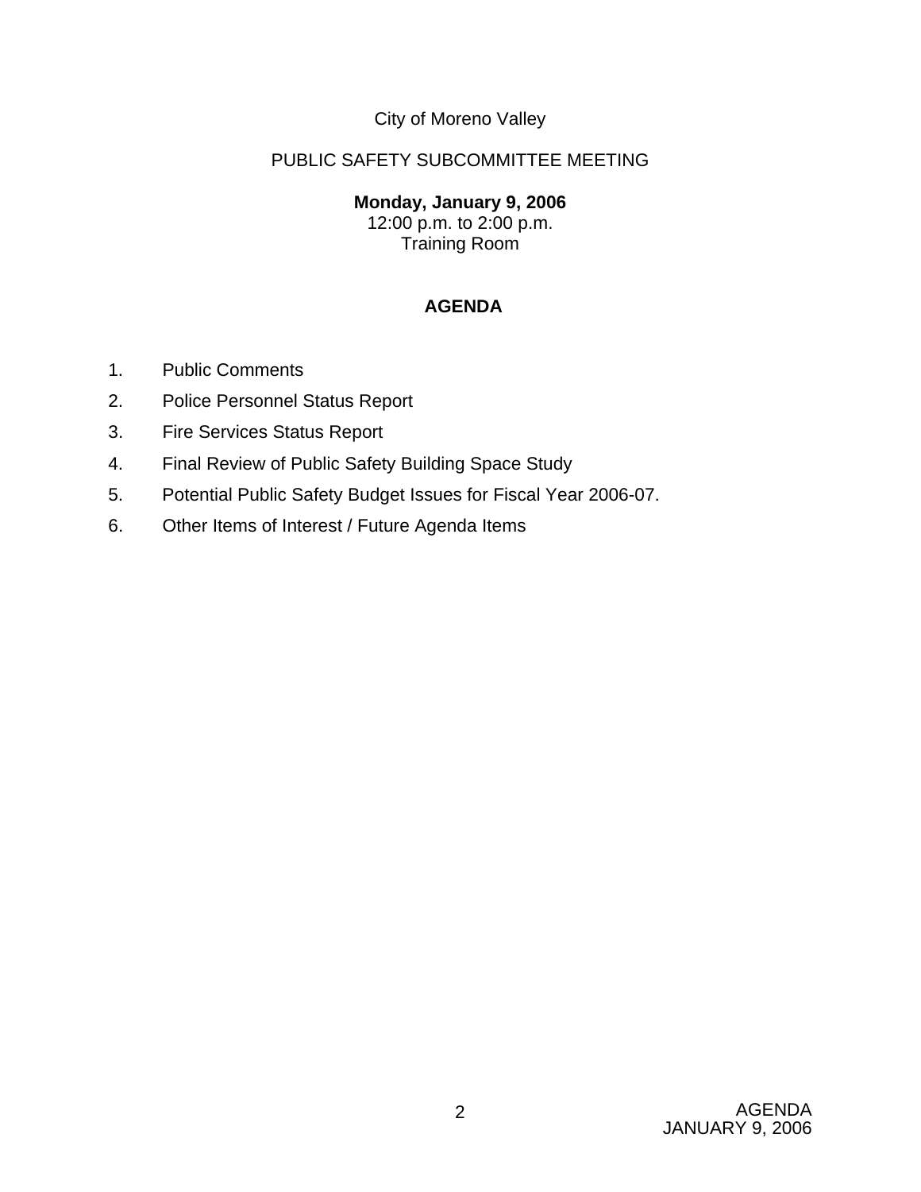City of Moreno Valley

PUBLIC SAFETY SUBCOMMITTEE MEETING

**Monday, January 9, 2006**
12:00 p.m. to 2:00 p.m.
Training Room

## AGENDA

1. Public Comments
2. Police Personnel Status Report
3. Fire Services Status Report
4. Final Review of Public Safety Building Space Study
5. Potential Public Safety Budget Issues for Fiscal Year 2006-07.
6. Other Items of Interest / Future Agenda Items